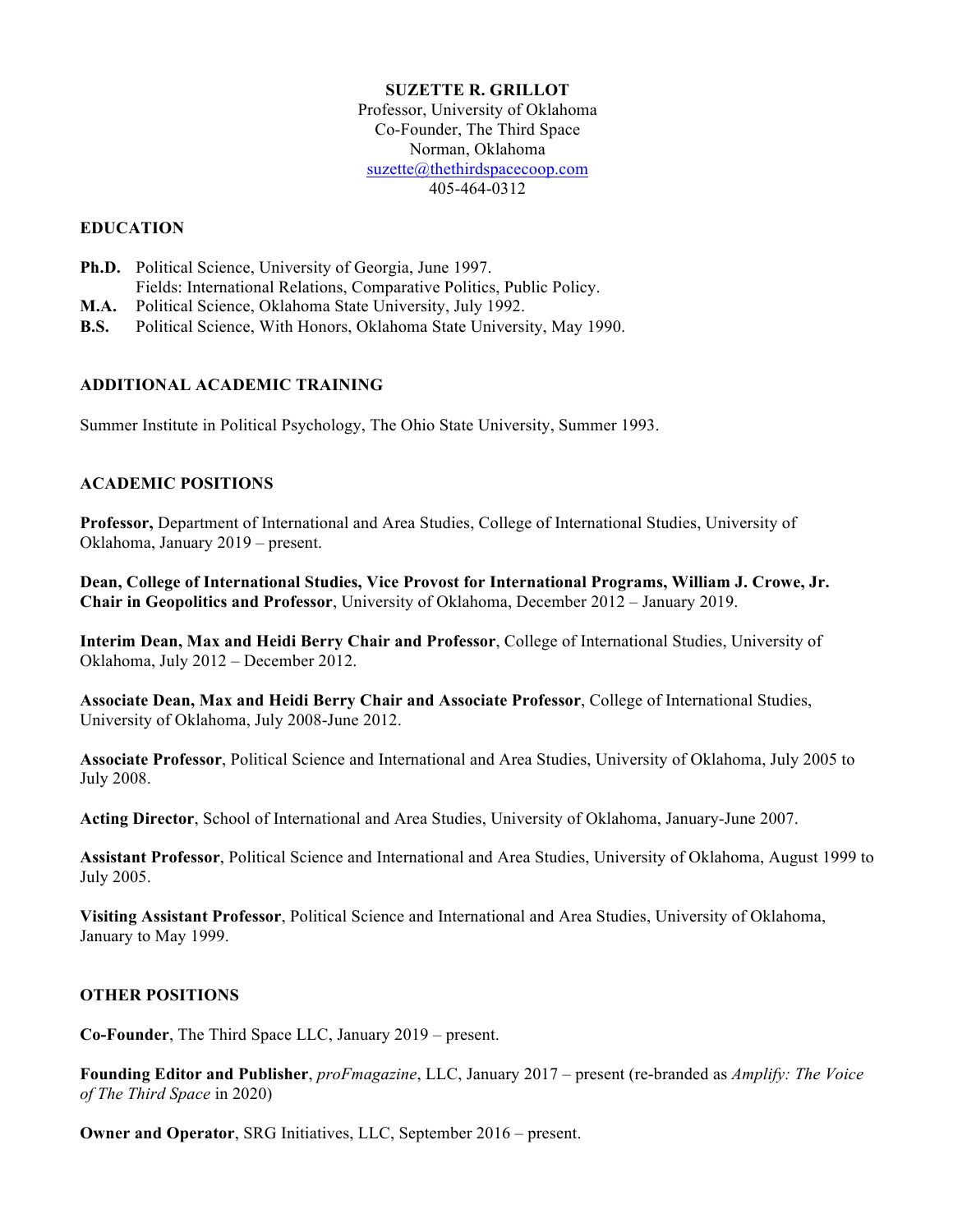# SUZETTE R. GRILLOT

Professor, University of Oklahoma
Co-Founder, The Third Space
Norman, Oklahoma
suzette@thethirdspacecoop.com
405-464-0312

## EDUCATION

**Ph.D.** Political Science, University of Georgia, June 1997.
Fields: International Relations, Comparative Politics, Public Policy.
**M.A.** Political Science, Oklahoma State University, July 1992.
**B.S.** Political Science, With Honors, Oklahoma State University, May 1990.

## ADDITIONAL ACADEMIC TRAINING

Summer Institute in Political Psychology, The Ohio State University, Summer 1993.

## ACADEMIC POSITIONS

**Professor,** Department of International and Area Studies, College of International Studies, University of Oklahoma, January 2019 – present.

**Dean, College of International Studies, Vice Provost for International Programs, William J. Crowe, Jr. Chair in Geopolitics and Professor**, University of Oklahoma, December 2012 – January 2019.

**Interim Dean, Max and Heidi Berry Chair and Professor**, College of International Studies, University of Oklahoma, July 2012 – December 2012.

**Associate Dean, Max and Heidi Berry Chair and Associate Professor**, College of International Studies, University of Oklahoma, July 2008-June 2012.

**Associate Professor**, Political Science and International and Area Studies, University of Oklahoma, July 2005 to July 2008.

**Acting Director**, School of International and Area Studies, University of Oklahoma, January-June 2007.

**Assistant Professor**, Political Science and International and Area Studies, University of Oklahoma, August 1999 to July 2005.

**Visiting Assistant Professor**, Political Science and International and Area Studies, University of Oklahoma, January to May 1999.

## OTHER POSITIONS

**Co-Founder**, The Third Space LLC, January 2019 – present.

**Founding Editor and Publisher**, *proFmagazine*, LLC, January 2017 – present (re-branded as *Amplify: The Voice of The Third Space* in 2020)

**Owner and Operator**, SRG Initiatives, LLC, September 2016 – present.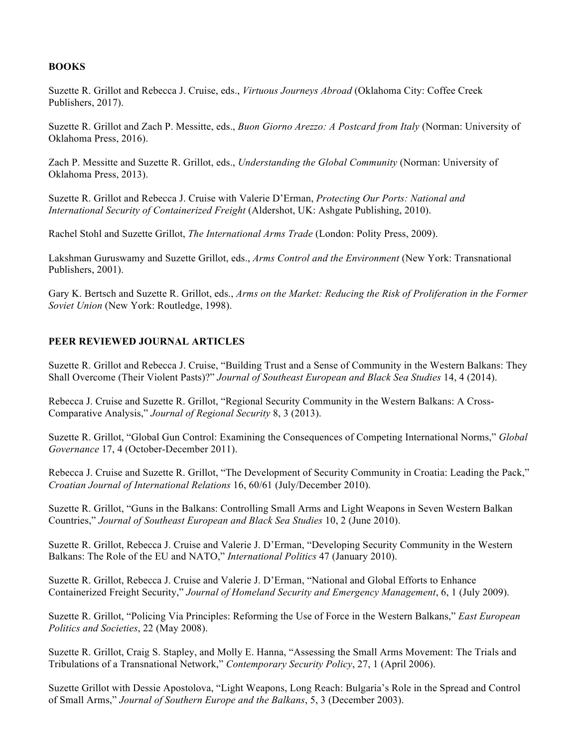**BOOKS**

Suzette R. Grillot and Rebecca J. Cruise, eds., *Virtuous Journeys Abroad* (Oklahoma City: Coffee Creek Publishers, 2017).

Suzette R. Grillot and Zach P. Messitte, eds., *Buon Giorno Arezzo: A Postcard from Italy* (Norman: University of Oklahoma Press, 2016).

Zach P. Messitte and Suzette R. Grillot, eds., *Understanding the Global Community* (Norman: University of Oklahoma Press, 2013).

Suzette R. Grillot and Rebecca J. Cruise with Valerie D'Erman, *Protecting Our Ports: National and International Security of Containerized Freight* (Aldershot, UK: Ashgate Publishing, 2010).

Rachel Stohl and Suzette Grillot, *The International Arms Trade* (London: Polity Press, 2009).

Lakshman Guruswamy and Suzette Grillot, eds., *Arms Control and the Environment* (New York: Transnational Publishers, 2001).

Gary K. Bertsch and Suzette R. Grillot, eds., *Arms on the Market: Reducing the Risk of Proliferation in the Former Soviet Union* (New York: Routledge, 1998).

**PEER REVIEWED JOURNAL ARTICLES**

Suzette R. Grillot and Rebecca J. Cruise, "Building Trust and a Sense of Community in the Western Balkans: They Shall Overcome (Their Violent Pasts)?" *Journal of Southeast European and Black Sea Studies* 14, 4 (2014).

Rebecca J. Cruise and Suzette R. Grillot, "Regional Security Community in the Western Balkans: A Cross-Comparative Analysis," *Journal of Regional Security* 8, 3 (2013).

Suzette R. Grillot, "Global Gun Control: Examining the Consequences of Competing International Norms," *Global Governance* 17, 4 (October-December 2011).

Rebecca J. Cruise and Suzette R. Grillot, "The Development of Security Community in Croatia: Leading the Pack," *Croatian Journal of International Relations* 16, 60/61 (July/December 2010).

Suzette R. Grillot, "Guns in the Balkans: Controlling Small Arms and Light Weapons in Seven Western Balkan Countries," *Journal of Southeast European and Black Sea Studies* 10, 2 (June 2010).

Suzette R. Grillot, Rebecca J. Cruise and Valerie J. D'Erman, "Developing Security Community in the Western Balkans: The Role of the EU and NATO," *International Politics* 47 (January 2010).

Suzette R. Grillot, Rebecca J. Cruise and Valerie J. D'Erman, "National and Global Efforts to Enhance Containerized Freight Security," *Journal of Homeland Security and Emergency Management*, 6, 1 (July 2009).

Suzette R. Grillot, "Policing Via Principles: Reforming the Use of Force in the Western Balkans," *East European Politics and Societies*, 22 (May 2008).

Suzette R. Grillot, Craig S. Stapley, and Molly E. Hanna, "Assessing the Small Arms Movement: The Trials and Tribulations of a Transnational Network," *Contemporary Security Policy*, 27, 1 (April 2006).

Suzette Grillot with Dessie Apostolova, "Light Weapons, Long Reach: Bulgaria's Role in the Spread and Control of Small Arms," *Journal of Southern Europe and the Balkans*, 5, 3 (December 2003).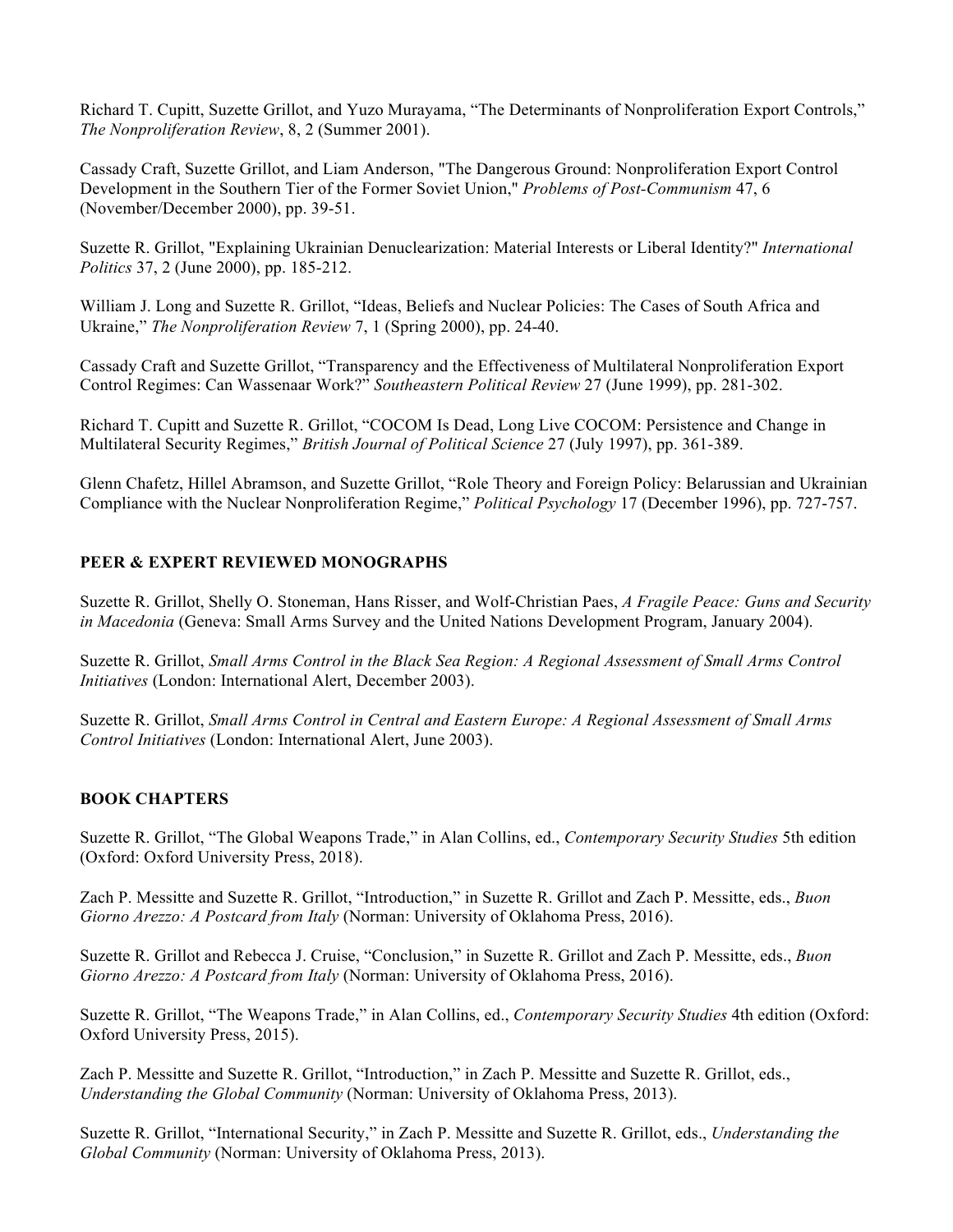Richard T. Cupitt, Suzette Grillot, and Yuzo Murayama, “The Determinants of Nonproliferation Export Controls,” *The Nonproliferation Review*, 8, 2 (Summer 2001).

Cassady Craft, Suzette Grillot, and Liam Anderson, "The Dangerous Ground: Nonproliferation Export Control Development in the Southern Tier of the Former Soviet Union," *Problems of Post-Communism* 47, 6 (November/December 2000), pp. 39-51.

Suzette R. Grillot, "Explaining Ukrainian Denuclearization: Material Interests or Liberal Identity?" *International Politics* 37, 2 (June 2000), pp. 185-212.

William J. Long and Suzette R. Grillot, “Ideas, Beliefs and Nuclear Policies: The Cases of South Africa and Ukraine,” *The Nonproliferation Review* 7, 1 (Spring 2000), pp. 24-40.

Cassady Craft and Suzette Grillot, “Transparency and the Effectiveness of Multilateral Nonproliferation Export Control Regimes: Can Wassenaar Work?” *Southeastern Political Review* 27 (June 1999), pp. 281-302.

Richard T. Cupitt and Suzette R. Grillot, “COCOM Is Dead, Long Live COCOM: Persistence and Change in Multilateral Security Regimes,” *British Journal of Political Science* 27 (July 1997), pp. 361-389.

Glenn Chafetz, Hillel Abramson, and Suzette Grillot, “Role Theory and Foreign Policy: Belarussian and Ukrainian Compliance with the Nuclear Nonproliferation Regime,” *Political Psychology* 17 (December 1996), pp. 727-757.

**PEER & EXPERT REVIEWED MONOGRAPHS**

Suzette R. Grillot, Shelly O. Stoneman, Hans Risser, and Wolf-Christian Paes, *A Fragile Peace: Guns and Security in Macedonia* (Geneva: Small Arms Survey and the United Nations Development Program, January 2004).

Suzette R. Grillot, *Small Arms Control in the Black Sea Region: A Regional Assessment of Small Arms Control Initiatives* (London: International Alert, December 2003).

Suzette R. Grillot, *Small Arms Control in Central and Eastern Europe: A Regional Assessment of Small Arms Control Initiatives* (London: International Alert, June 2003).

**BOOK CHAPTERS**

Suzette R. Grillot, “The Global Weapons Trade,” in Alan Collins, ed., *Contemporary Security Studies* 5th edition (Oxford: Oxford University Press, 2018).

Zach P. Messitte and Suzette R. Grillot, “Introduction,” in Suzette R. Grillot and Zach P. Messitte, eds., *Buon Giorno Arezzo: A Postcard from Italy* (Norman: University of Oklahoma Press, 2016).

Suzette R. Grillot and Rebecca J. Cruise, “Conclusion,” in Suzette R. Grillot and Zach P. Messitte, eds., *Buon Giorno Arezzo: A Postcard from Italy* (Norman: University of Oklahoma Press, 2016).

Suzette R. Grillot, “The Weapons Trade,” in Alan Collins, ed., *Contemporary Security Studies* 4th edition (Oxford: Oxford University Press, 2015).

Zach P. Messitte and Suzette R. Grillot, “Introduction,” in Zach P. Messitte and Suzette R. Grillot, eds., *Understanding the Global Community* (Norman: University of Oklahoma Press, 2013).

Suzette R. Grillot, “International Security,” in Zach P. Messitte and Suzette R. Grillot, eds., *Understanding the Global Community* (Norman: University of Oklahoma Press, 2013).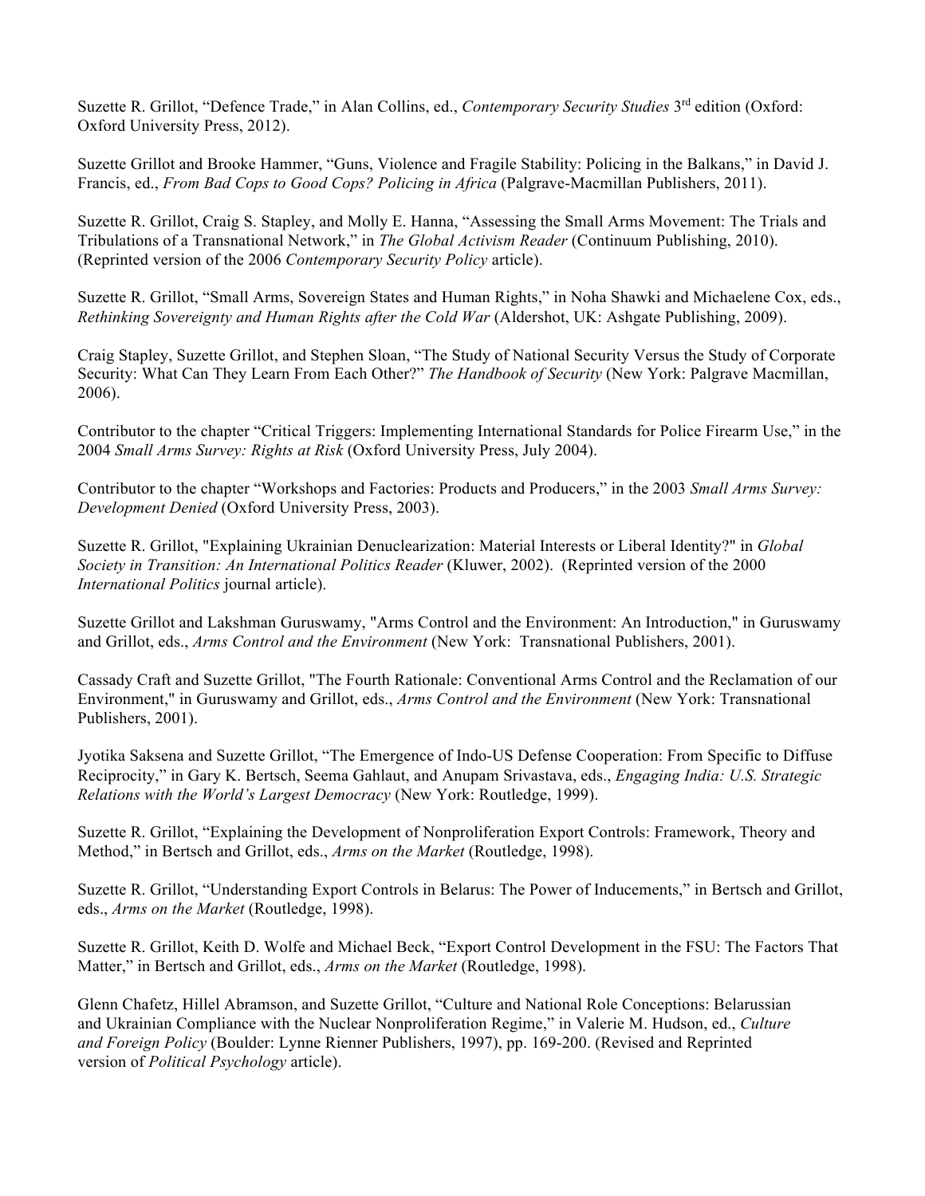Suzette R. Grillot, "Defence Trade," in Alan Collins, ed., *Contemporary Security Studies* 3rd edition (Oxford: Oxford University Press, 2012).

Suzette Grillot and Brooke Hammer, "Guns, Violence and Fragile Stability: Policing in the Balkans," in David J. Francis, ed., *From Bad Cops to Good Cops? Policing in Africa* (Palgrave-Macmillan Publishers, 2011).

Suzette R. Grillot, Craig S. Stapley, and Molly E. Hanna, "Assessing the Small Arms Movement: The Trials and Tribulations of a Transnational Network," in *The Global Activism Reader* (Continuum Publishing, 2010). (Reprinted version of the 2006 *Contemporary Security Policy* article).

Suzette R. Grillot, "Small Arms, Sovereign States and Human Rights," in Noha Shawki and Michaelene Cox, eds., *Rethinking Sovereignty and Human Rights after the Cold War* (Aldershot, UK: Ashgate Publishing, 2009).

Craig Stapley, Suzette Grillot, and Stephen Sloan, "The Study of National Security Versus the Study of Corporate Security: What Can They Learn From Each Other?" *The Handbook of Security* (New York: Palgrave Macmillan, 2006).

Contributor to the chapter "Critical Triggers: Implementing International Standards for Police Firearm Use," in the 2004 *Small Arms Survey: Rights at Risk* (Oxford University Press, July 2004).

Contributor to the chapter "Workshops and Factories: Products and Producers," in the 2003 *Small Arms Survey: Development Denied* (Oxford University Press, 2003).

Suzette R. Grillot, "Explaining Ukrainian Denuclearization: Material Interests or Liberal Identity?" in *Global Society in Transition: An International Politics Reader* (Kluwer, 2002). (Reprinted version of the 2000 *International Politics* journal article).

Suzette Grillot and Lakshman Guruswamy, "Arms Control and the Environment: An Introduction," in Guruswamy and Grillot, eds., *Arms Control and the Environment* (New York: Transnational Publishers, 2001).

Cassady Craft and Suzette Grillot, "The Fourth Rationale: Conventional Arms Control and the Reclamation of our Environment," in Guruswamy and Grillot, eds., *Arms Control and the Environment* (New York: Transnational Publishers, 2001).

Jyotika Saksena and Suzette Grillot, "The Emergence of Indo-US Defense Cooperation: From Specific to Diffuse Reciprocity," in Gary K. Bertsch, Seema Gahlaut, and Anupam Srivastava, eds., *Engaging India: U.S. Strategic Relations with the World's Largest Democracy* (New York: Routledge, 1999).

Suzette R. Grillot, "Explaining the Development of Nonproliferation Export Controls: Framework, Theory and Method," in Bertsch and Grillot, eds., *Arms on the Market* (Routledge, 1998).

Suzette R. Grillot, "Understanding Export Controls in Belarus: The Power of Inducements," in Bertsch and Grillot, eds., *Arms on the Market* (Routledge, 1998).

Suzette R. Grillot, Keith D. Wolfe and Michael Beck, "Export Control Development in the FSU: The Factors That Matter," in Bertsch and Grillot, eds., *Arms on the Market* (Routledge, 1998).

Glenn Chafetz, Hillel Abramson, and Suzette Grillot, "Culture and National Role Conceptions: Belarussian and Ukrainian Compliance with the Nuclear Nonproliferation Regime," in Valerie M. Hudson, ed., *Culture and Foreign Policy* (Boulder: Lynne Rienner Publishers, 1997), pp. 169-200. (Revised and Reprinted version of *Political Psychology* article).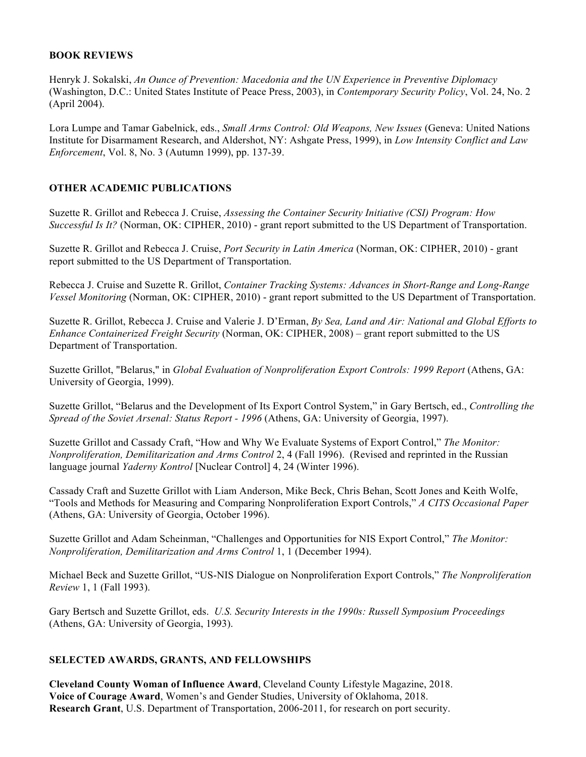## BOOK REVIEWS

Henryk J. Sokalski, *An Ounce of Prevention: Macedonia and the UN Experience in Preventive Diplomacy* (Washington, D.C.: United States Institute of Peace Press, 2003), in *Contemporary Security Policy*, Vol. 24, No. 2 (April 2004).

Lora Lumpe and Tamar Gabelnick, eds., *Small Arms Control: Old Weapons, New Issues* (Geneva: United Nations Institute for Disarmament Research, and Aldershot, NY: Ashgate Press, 1999), in *Low Intensity Conflict and Law Enforcement*, Vol. 8, No. 3 (Autumn 1999), pp. 137-39.

## OTHER ACADEMIC PUBLICATIONS

Suzette R. Grillot and Rebecca J. Cruise, *Assessing the Container Security Initiative (CSI) Program: How Successful Is It?* (Norman, OK: CIPHER, 2010) - grant report submitted to the US Department of Transportation.

Suzette R. Grillot and Rebecca J. Cruise, *Port Security in Latin America* (Norman, OK: CIPHER, 2010) - grant report submitted to the US Department of Transportation.

Rebecca J. Cruise and Suzette R. Grillot, *Container Tracking Systems: Advances in Short-Range and Long-Range Vessel Monitoring* (Norman, OK: CIPHER, 2010) - grant report submitted to the US Department of Transportation.

Suzette R. Grillot, Rebecca J. Cruise and Valerie J. D'Erman, *By Sea, Land and Air: National and Global Efforts to Enhance Containerized Freight Security* (Norman, OK: CIPHER, 2008) – grant report submitted to the US Department of Transportation.

Suzette Grillot, "Belarus," in *Global Evaluation of Nonproliferation Export Controls: 1999 Report* (Athens, GA: University of Georgia, 1999).

Suzette Grillot, "Belarus and the Development of Its Export Control System," in Gary Bertsch, ed., *Controlling the Spread of the Soviet Arsenal: Status Report - 1996* (Athens, GA: University of Georgia, 1997).

Suzette Grillot and Cassady Craft, "How and Why We Evaluate Systems of Export Control," *The Monitor: Nonproliferation, Demilitarization and Arms Control* 2, 4 (Fall 1996). (Revised and reprinted in the Russian language journal *Yaderny Kontrol* [Nuclear Control] 4, 24 (Winter 1996).

Cassady Craft and Suzette Grillot with Liam Anderson, Mike Beck, Chris Behan, Scott Jones and Keith Wolfe, "Tools and Methods for Measuring and Comparing Nonproliferation Export Controls," *A CITS Occasional Paper* (Athens, GA: University of Georgia, October 1996).

Suzette Grillot and Adam Scheinman, "Challenges and Opportunities for NIS Export Control," *The Monitor: Nonproliferation, Demilitarization and Arms Control* 1, 1 (December 1994).

Michael Beck and Suzette Grillot, "US-NIS Dialogue on Nonproliferation Export Controls," *The Nonproliferation Review* 1, 1 (Fall 1993).

Gary Bertsch and Suzette Grillot, eds. *U.S. Security Interests in the 1990s: Russell Symposium Proceedings* (Athens, GA: University of Georgia, 1993).

## SELECTED AWARDS, GRANTS, AND FELLOWSHIPS

**Cleveland County Woman of Influence Award**, Cleveland County Lifestyle Magazine, 2018.
**Voice of Courage Award**, Women's and Gender Studies, University of Oklahoma, 2018.
**Research Grant**, U.S. Department of Transportation, 2006-2011, for research on port security.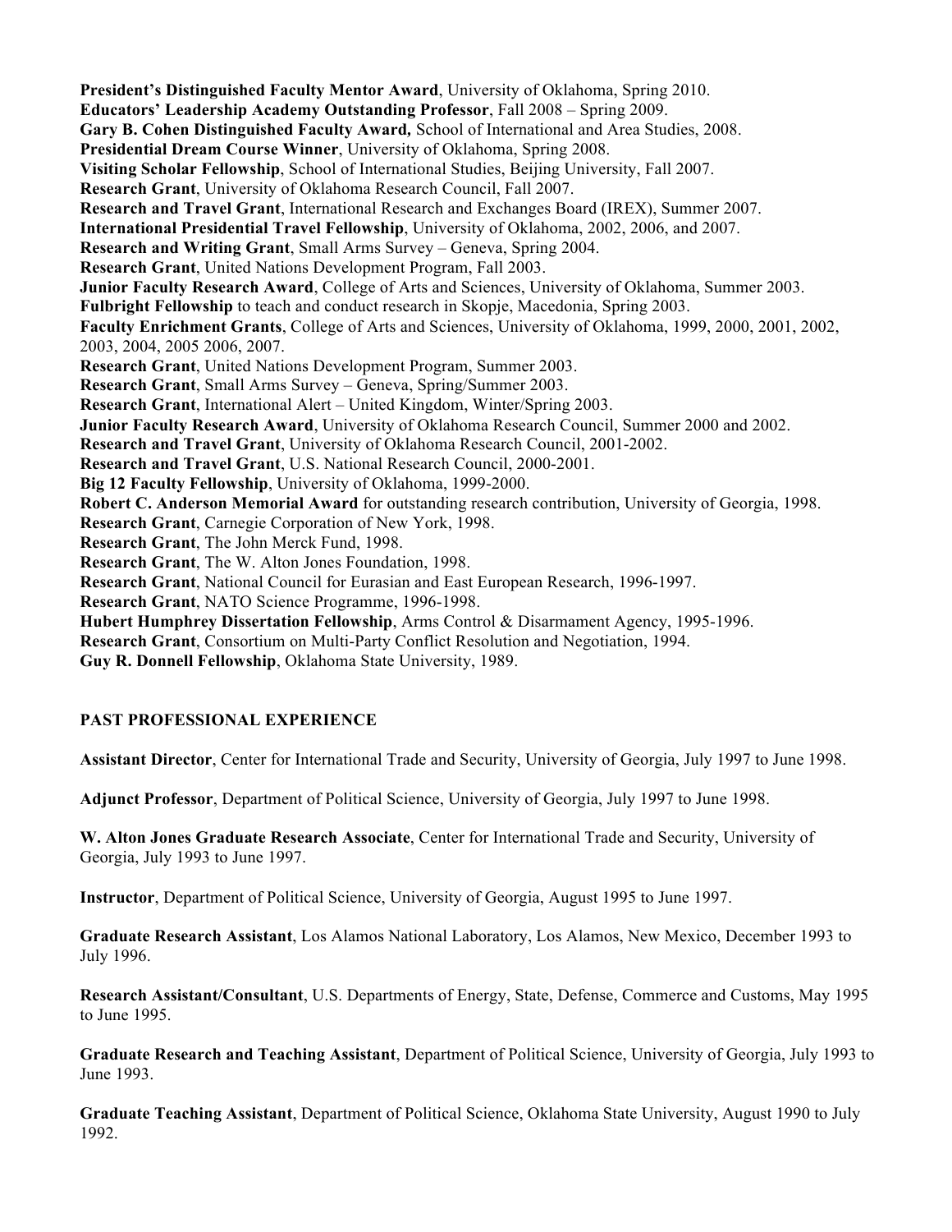**President's Distinguished Faculty Mentor Award**, University of Oklahoma, Spring 2010.
**Educators' Leadership Academy Outstanding Professor**, Fall 2008 – Spring 2009.
**Gary B. Cohen Distinguished Faculty Award,** School of International and Area Studies, 2008.
**Presidential Dream Course Winner**, University of Oklahoma, Spring 2008.
**Visiting Scholar Fellowship**, School of International Studies, Beijing University, Fall 2007.
**Research Grant**, University of Oklahoma Research Council, Fall 2007.
**Research and Travel Grant**, International Research and Exchanges Board (IREX), Summer 2007.
**International Presidential Travel Fellowship**, University of Oklahoma, 2002, 2006, and 2007.
**Research and Writing Grant**, Small Arms Survey – Geneva, Spring 2004.
**Research Grant**, United Nations Development Program, Fall 2003.
**Junior Faculty Research Award**, College of Arts and Sciences, University of Oklahoma, Summer 2003.
**Fulbright Fellowship** to teach and conduct research in Skopje, Macedonia, Spring 2003.
**Faculty Enrichment Grants**, College of Arts and Sciences, University of Oklahoma, 1999, 2000, 2001, 2002, 2003, 2004, 2005 2006, 2007.
**Research Grant**, United Nations Development Program, Summer 2003.
**Research Grant**, Small Arms Survey – Geneva, Spring/Summer 2003.
**Research Grant**, International Alert – United Kingdom, Winter/Spring 2003.
**Junior Faculty Research Award**, University of Oklahoma Research Council, Summer 2000 and 2002.
**Research and Travel Grant**, University of Oklahoma Research Council, 2001-2002.
**Research and Travel Grant**, U.S. National Research Council, 2000-2001.
**Big 12 Faculty Fellowship**, University of Oklahoma, 1999-2000.
**Robert C. Anderson Memorial Award** for outstanding research contribution, University of Georgia, 1998.
**Research Grant**, Carnegie Corporation of New York, 1998.
**Research Grant**, The John Merck Fund, 1998.
**Research Grant**, The W. Alton Jones Foundation, 1998.
**Research Grant**, National Council for Eurasian and East European Research, 1996-1997.
**Research Grant**, NATO Science Programme, 1996-1998.
**Hubert Humphrey Dissertation Fellowship**, Arms Control & Disarmament Agency, 1995-1996.
**Research Grant**, Consortium on Multi-Party Conflict Resolution and Negotiation, 1994.
**Guy R. Donnell Fellowship**, Oklahoma State University, 1989.

## PAST PROFESSIONAL EXPERIENCE

**Assistant Director**, Center for International Trade and Security, University of Georgia, July 1997 to June 1998.

**Adjunct Professor**, Department of Political Science, University of Georgia, July 1997 to June 1998.

**W. Alton Jones Graduate Research Associate**, Center for International Trade and Security, University of Georgia, July 1993 to June 1997.

**Instructor**, Department of Political Science, University of Georgia, August 1995 to June 1997.

**Graduate Research Assistant**, Los Alamos National Laboratory, Los Alamos, New Mexico, December 1993 to July 1996.

**Research Assistant/Consultant**, U.S. Departments of Energy, State, Defense, Commerce and Customs, May 1995 to June 1995.

**Graduate Research and Teaching Assistant**, Department of Political Science, University of Georgia, July 1993 to June 1993.

**Graduate Teaching Assistant**, Department of Political Science, Oklahoma State University, August 1990 to July 1992.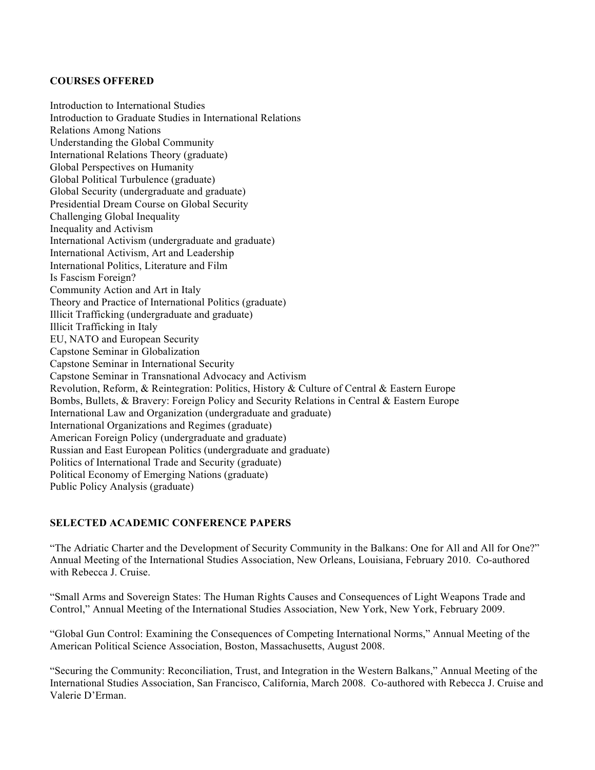**COURSES OFFERED**

Introduction to International Studies
Introduction to Graduate Studies in International Relations
Relations Among Nations
Understanding the Global Community
International Relations Theory (graduate)
Global Perspectives on Humanity
Global Political Turbulence (graduate)
Global Security (undergraduate and graduate)
Presidential Dream Course on Global Security
Challenging Global Inequality
Inequality and Activism
International Activism (undergraduate and graduate)
International Activism, Art and Leadership
International Politics, Literature and Film
Is Fascism Foreign?
Community Action and Art in Italy
Theory and Practice of International Politics (graduate)
Illicit Trafficking (undergraduate and graduate)
Illicit Trafficking in Italy
EU, NATO and European Security
Capstone Seminar in Globalization
Capstone Seminar in International Security
Capstone Seminar in Transnational Advocacy and Activism
Revolution, Reform, & Reintegration: Politics, History & Culture of Central & Eastern Europe
Bombs, Bullets, & Bravery: Foreign Policy and Security Relations in Central & Eastern Europe
International Law and Organization (undergraduate and graduate)
International Organizations and Regimes (graduate)
American Foreign Policy (undergraduate and graduate)
Russian and East European Politics (undergraduate and graduate)
Politics of International Trade and Security (graduate)
Political Economy of Emerging Nations (graduate)
Public Policy Analysis (graduate)

**SELECTED ACADEMIC CONFERENCE PAPERS**

"The Adriatic Charter and the Development of Security Community in the Balkans: One for All and All for One?" Annual Meeting of the International Studies Association, New Orleans, Louisiana, February 2010. Co-authored with Rebecca J. Cruise.

"Small Arms and Sovereign States: The Human Rights Causes and Consequences of Light Weapons Trade and Control," Annual Meeting of the International Studies Association, New York, New York, February 2009.

"Global Gun Control: Examining the Consequences of Competing International Norms," Annual Meeting of the American Political Science Association, Boston, Massachusetts, August 2008.

"Securing the Community: Reconciliation, Trust, and Integration in the Western Balkans," Annual Meeting of the International Studies Association, San Francisco, California, March 2008. Co-authored with Rebecca J. Cruise and Valerie D'Erman.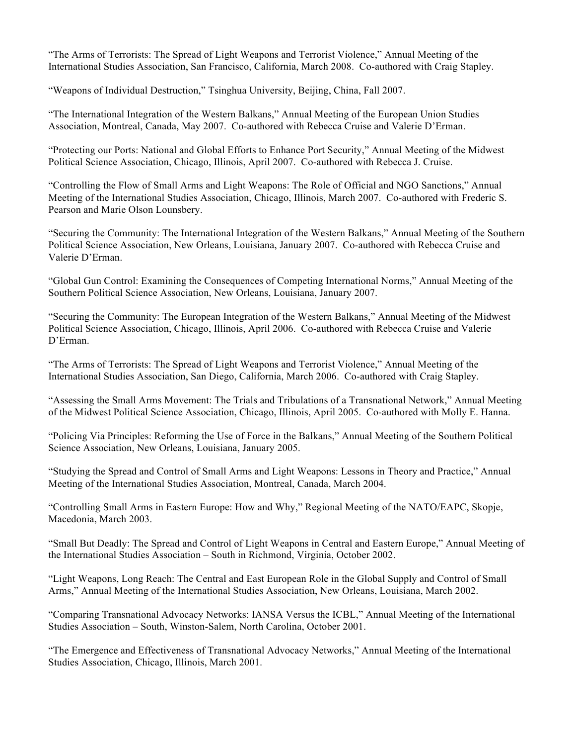"The Arms of Terrorists: The Spread of Light Weapons and Terrorist Violence," Annual Meeting of the International Studies Association, San Francisco, California, March 2008. Co-authored with Craig Stapley.

"Weapons of Individual Destruction," Tsinghua University, Beijing, China, Fall 2007.

"The International Integration of the Western Balkans," Annual Meeting of the European Union Studies Association, Montreal, Canada, May 2007. Co-authored with Rebecca Cruise and Valerie D'Erman.

"Protecting our Ports: National and Global Efforts to Enhance Port Security," Annual Meeting of the Midwest Political Science Association, Chicago, Illinois, April 2007. Co-authored with Rebecca J. Cruise.

"Controlling the Flow of Small Arms and Light Weapons: The Role of Official and NGO Sanctions," Annual Meeting of the International Studies Association, Chicago, Illinois, March 2007. Co-authored with Frederic S. Pearson and Marie Olson Lounsbery.

"Securing the Community: The International Integration of the Western Balkans," Annual Meeting of the Southern Political Science Association, New Orleans, Louisiana, January 2007. Co-authored with Rebecca Cruise and Valerie D'Erman.

"Global Gun Control: Examining the Consequences of Competing International Norms," Annual Meeting of the Southern Political Science Association, New Orleans, Louisiana, January 2007.

"Securing the Community: The European Integration of the Western Balkans," Annual Meeting of the Midwest Political Science Association, Chicago, Illinois, April 2006. Co-authored with Rebecca Cruise and Valerie D'Erman.

"The Arms of Terrorists: The Spread of Light Weapons and Terrorist Violence," Annual Meeting of the International Studies Association, San Diego, California, March 2006. Co-authored with Craig Stapley.

"Assessing the Small Arms Movement: The Trials and Tribulations of a Transnational Network," Annual Meeting of the Midwest Political Science Association, Chicago, Illinois, April 2005. Co-authored with Molly E. Hanna.

"Policing Via Principles: Reforming the Use of Force in the Balkans," Annual Meeting of the Southern Political Science Association, New Orleans, Louisiana, January 2005.

"Studying the Spread and Control of Small Arms and Light Weapons: Lessons in Theory and Practice," Annual Meeting of the International Studies Association, Montreal, Canada, March 2004.

"Controlling Small Arms in Eastern Europe: How and Why," Regional Meeting of the NATO/EAPC, Skopje, Macedonia, March 2003.

"Small But Deadly: The Spread and Control of Light Weapons in Central and Eastern Europe," Annual Meeting of the International Studies Association – South in Richmond, Virginia, October 2002.

"Light Weapons, Long Reach: The Central and East European Role in the Global Supply and Control of Small Arms," Annual Meeting of the International Studies Association, New Orleans, Louisiana, March 2002.

"Comparing Transnational Advocacy Networks: IANSA Versus the ICBL," Annual Meeting of the International Studies Association – South, Winston-Salem, North Carolina, October 2001.

"The Emergence and Effectiveness of Transnational Advocacy Networks," Annual Meeting of the International Studies Association, Chicago, Illinois, March 2001.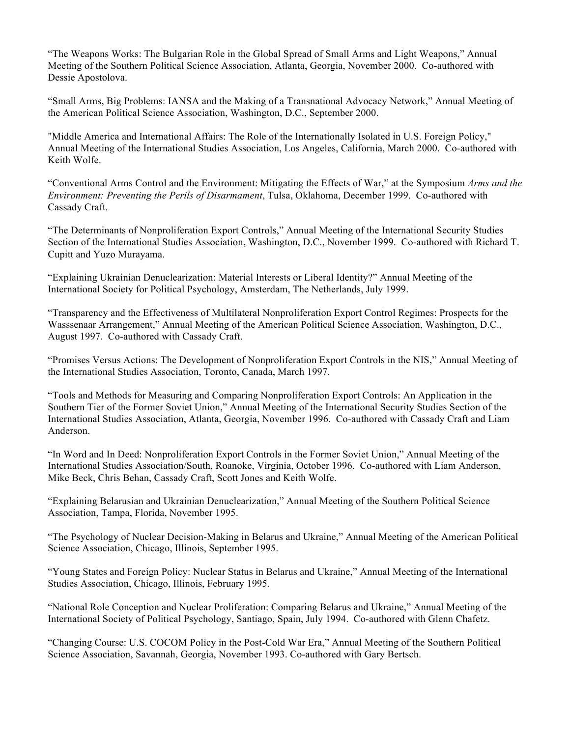"The Weapons Works: The Bulgarian Role in the Global Spread of Small Arms and Light Weapons," Annual Meeting of the Southern Political Science Association, Atlanta, Georgia, November 2000. Co-authored with Dessie Apostolova.

"Small Arms, Big Problems: IANSA and the Making of a Transnational Advocacy Network," Annual Meeting of the American Political Science Association, Washington, D.C., September 2000.

"Middle America and International Affairs: The Role of the Internationally Isolated in U.S. Foreign Policy," Annual Meeting of the International Studies Association, Los Angeles, California, March 2000. Co-authored with Keith Wolfe.

"Conventional Arms Control and the Environment: Mitigating the Effects of War," at the Symposium *Arms and the Environment: Preventing the Perils of Disarmament*, Tulsa, Oklahoma, December 1999. Co-authored with Cassady Craft.

"The Determinants of Nonproliferation Export Controls," Annual Meeting of the International Security Studies Section of the International Studies Association, Washington, D.C., November 1999. Co-authored with Richard T. Cupitt and Yuzo Murayama.

"Explaining Ukrainian Denuclearization: Material Interests or Liberal Identity?" Annual Meeting of the International Society for Political Psychology, Amsterdam, The Netherlands, July 1999.

"Transparency and the Effectiveness of Multilateral Nonproliferation Export Control Regimes: Prospects for the Wasssenaar Arrangement," Annual Meeting of the American Political Science Association, Washington, D.C., August 1997. Co-authored with Cassady Craft.

"Promises Versus Actions: The Development of Nonproliferation Export Controls in the NIS," Annual Meeting of the International Studies Association, Toronto, Canada, March 1997.

"Tools and Methods for Measuring and Comparing Nonproliferation Export Controls: An Application in the Southern Tier of the Former Soviet Union," Annual Meeting of the International Security Studies Section of the International Studies Association, Atlanta, Georgia, November 1996. Co-authored with Cassady Craft and Liam Anderson.

"In Word and In Deed: Nonproliferation Export Controls in the Former Soviet Union," Annual Meeting of the International Studies Association/South, Roanoke, Virginia, October 1996. Co-authored with Liam Anderson, Mike Beck, Chris Behan, Cassady Craft, Scott Jones and Keith Wolfe.

"Explaining Belarusian and Ukrainian Denuclearization," Annual Meeting of the Southern Political Science Association, Tampa, Florida, November 1995.

"The Psychology of Nuclear Decision-Making in Belarus and Ukraine," Annual Meeting of the American Political Science Association, Chicago, Illinois, September 1995.

"Young States and Foreign Policy: Nuclear Status in Belarus and Ukraine," Annual Meeting of the International Studies Association, Chicago, Illinois, February 1995.

"National Role Conception and Nuclear Proliferation: Comparing Belarus and Ukraine," Annual Meeting of the International Society of Political Psychology, Santiago, Spain, July 1994. Co-authored with Glenn Chafetz.

"Changing Course: U.S. COCOM Policy in the Post-Cold War Era," Annual Meeting of the Southern Political Science Association, Savannah, Georgia, November 1993. Co-authored with Gary Bertsch.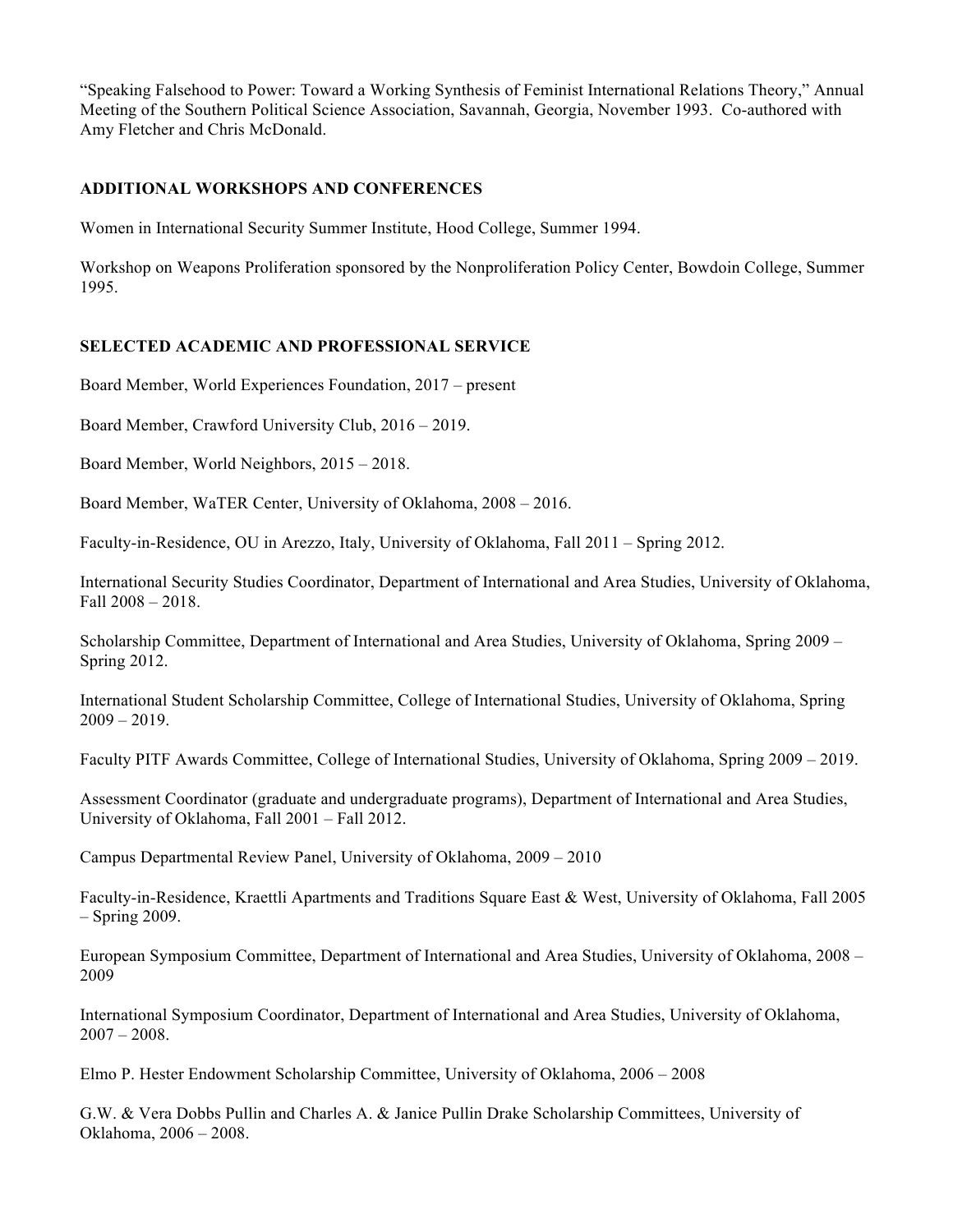"Speaking Falsehood to Power: Toward a Working Synthesis of Feminist International Relations Theory," Annual Meeting of the Southern Political Science Association, Savannah, Georgia, November 1993. Co-authored with Amy Fletcher and Chris McDonald.

## ADDITIONAL WORKSHOPS AND CONFERENCES

Women in International Security Summer Institute, Hood College, Summer 1994.

Workshop on Weapons Proliferation sponsored by the Nonproliferation Policy Center, Bowdoin College, Summer 1995.

## SELECTED ACADEMIC AND PROFESSIONAL SERVICE

Board Member, World Experiences Foundation, 2017 – present

Board Member, Crawford University Club, 2016 – 2019.

Board Member, World Neighbors, 2015 – 2018.

Board Member, WaTER Center, University of Oklahoma, 2008 – 2016.

Faculty-in-Residence, OU in Arezzo, Italy, University of Oklahoma, Fall 2011 – Spring 2012.

International Security Studies Coordinator, Department of International and Area Studies, University of Oklahoma, Fall 2008 – 2018.

Scholarship Committee, Department of International and Area Studies, University of Oklahoma, Spring 2009 – Spring 2012.

International Student Scholarship Committee, College of International Studies, University of Oklahoma, Spring 2009 – 2019.

Faculty PITF Awards Committee, College of International Studies, University of Oklahoma, Spring 2009 – 2019.

Assessment Coordinator (graduate and undergraduate programs), Department of International and Area Studies, University of Oklahoma, Fall 2001 – Fall 2012.

Campus Departmental Review Panel, University of Oklahoma, 2009 – 2010

Faculty-in-Residence, Kraettli Apartments and Traditions Square East & West, University of Oklahoma, Fall 2005 – Spring 2009.

European Symposium Committee, Department of International and Area Studies, University of Oklahoma, 2008 – 2009

International Symposium Coordinator, Department of International and Area Studies, University of Oklahoma, 2007 – 2008.

Elmo P. Hester Endowment Scholarship Committee, University of Oklahoma, 2006 – 2008

G.W. & Vera Dobbs Pullin and Charles A. & Janice Pullin Drake Scholarship Committees, University of Oklahoma, 2006 – 2008.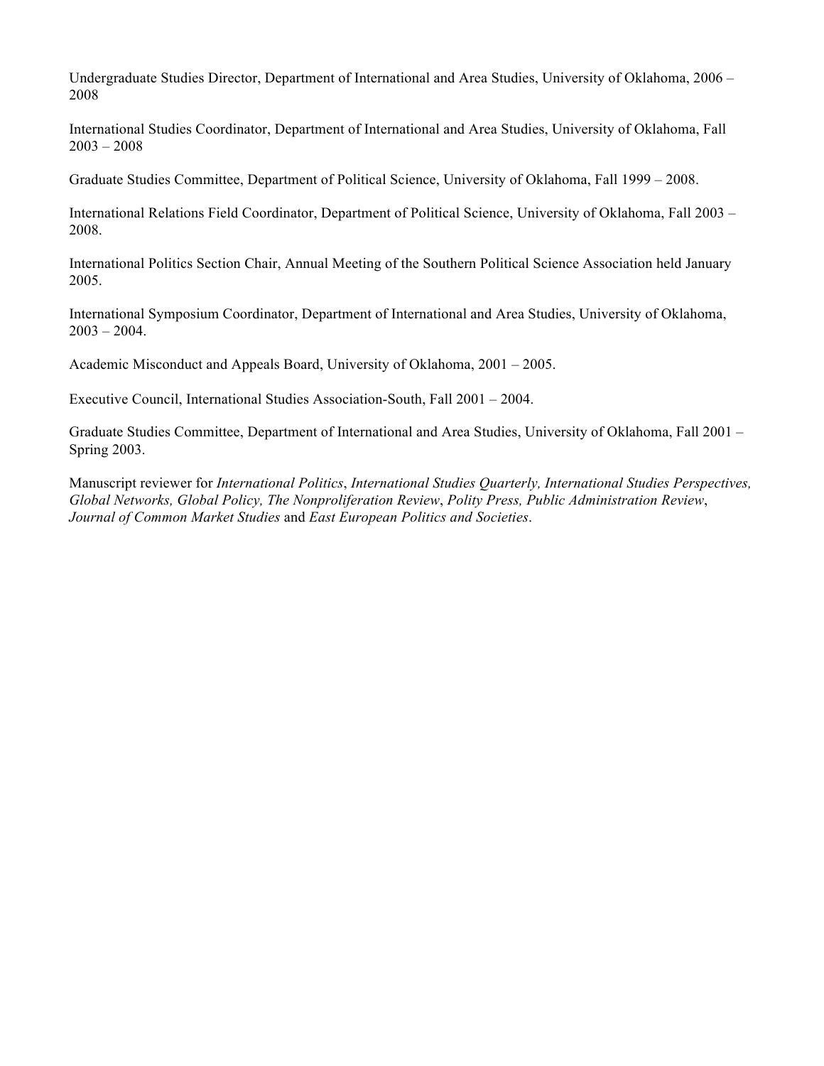Undergraduate Studies Director, Department of International and Area Studies, University of Oklahoma, 2006 – 2008

International Studies Coordinator, Department of International and Area Studies, University of Oklahoma, Fall 2003 – 2008

Graduate Studies Committee, Department of Political Science, University of Oklahoma, Fall 1999 – 2008.

International Relations Field Coordinator, Department of Political Science, University of Oklahoma, Fall 2003 – 2008.

International Politics Section Chair, Annual Meeting of the Southern Political Science Association held January 2005.

International Symposium Coordinator, Department of International and Area Studies, University of Oklahoma, 2003 – 2004.

Academic Misconduct and Appeals Board, University of Oklahoma, 2001 – 2005.

Executive Council, International Studies Association-South, Fall 2001 – 2004.

Graduate Studies Committee, Department of International and Area Studies, University of Oklahoma, Fall 2001 – Spring 2003.

Manuscript reviewer for *International Politics*, *International Studies Quarterly, International Studies Perspectives, Global Networks, Global Policy, The Nonproliferation Review*, *Polity Press, Public Administration Review*, *Journal of Common Market Studies* and *East European Politics and Societies*.